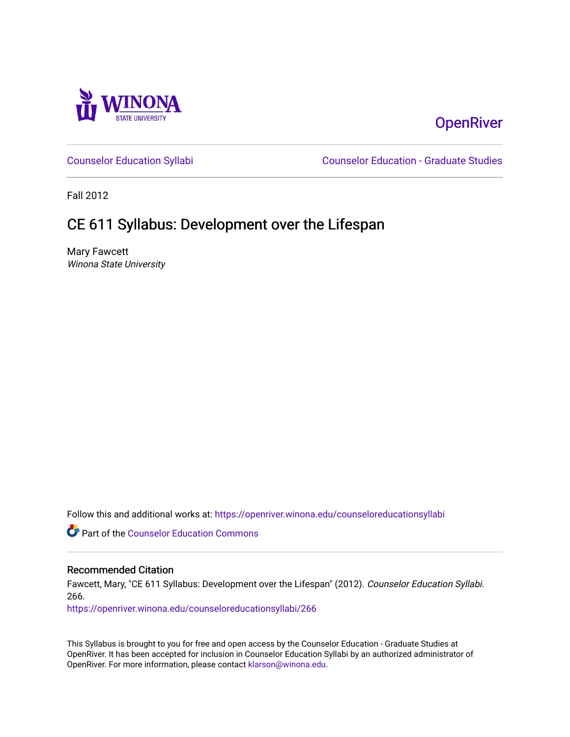OpenRiver

Counselor Education Syllabi | Counselor Education - Graduate Studies

Fall 2012

# CE 611 Syllabus: Development over the Lifespan

Mary Fawcett
*Winona State University*

Follow this and additional works at: https://openriver.winona.edu/counseloreducationsyllabi

Part of the Counselor Education Commons

## Recommended Citation

Fawcett, Mary, "CE 611 Syllabus: Development over the Lifespan" (2012). *Counselor Education Syllabi*. 266.
https://openriver.winona.edu/counseloreducationsyllabi/266

This Syllabus is brought to you for free and open access by the Counselor Education - Graduate Studies at OpenRiver. It has been accepted for inclusion in Counselor Education Syllabi by an authorized administrator of OpenRiver. For more information, please contact klarson@winona.edu.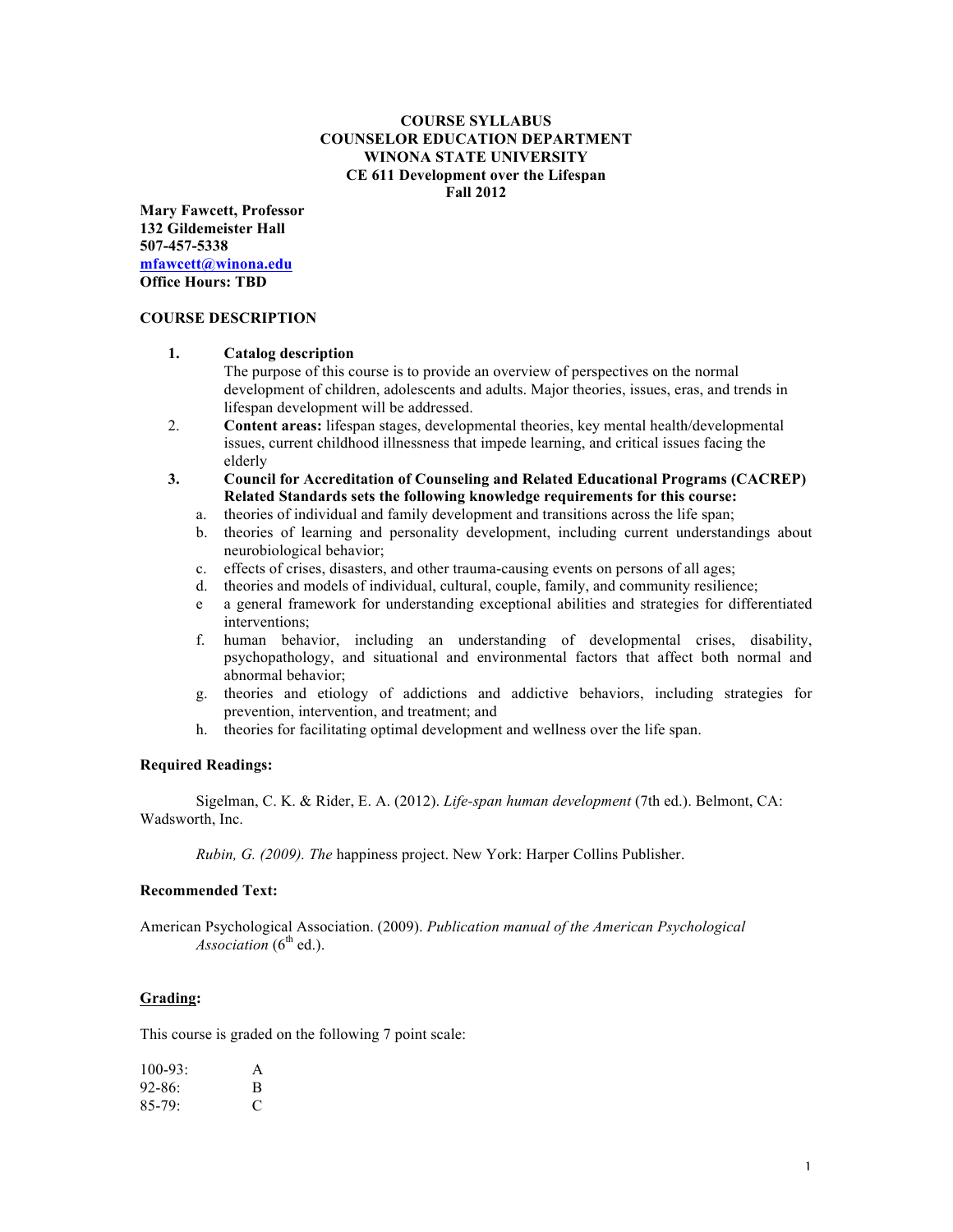**COURSE SYLLABUS**
**COUNSELOR EDUCATION DEPARTMENT**
**WINONA STATE UNIVERSITY**
**CE 611 Development over the Lifespan**
**Fall 2012**

**Mary Fawcett, Professor**
**132 Gildemeister Hall**
**507-457-5338**
**mfawcett@winona.edu**
**Office Hours: TBD**

**COURSE DESCRIPTION**

1. **Catalog description**
   The purpose of this course is to provide an overview of perspectives on the normal development of children, adolescents and adults. Major theories, issues, eras, and trends in lifespan development will be addressed.
2. **Content areas:** lifespan stages, developmental theories, key mental health/developmental issues, current childhood illnessness that impede learning, and critical issues facing the elderly
3. **Council for Accreditation of Counseling and Related Educational Programs (CACREP) Related Standards sets the following knowledge requirements for this course:**
   a. theories of individual and family development and transitions across the life span;
   b. theories of learning and personality development, including current understandings about neurobiological behavior;
   c. effects of crises, disasters, and other trauma-causing events on persons of all ages;
   d. theories and models of individual, cultural, couple, family, and community resilience;
   e a general framework for understanding exceptional abilities and strategies for differentiated interventions;
   f. human behavior, including an understanding of developmental crises, disability, psychopathology, and situational and environmental factors that affect both normal and abnormal behavior;
   g. theories and etiology of addictions and addictive behaviors, including strategies for prevention, intervention, and treatment; and
   h. theories for facilitating optimal development and wellness over the life span.

**Required Readings:**

Sigelman, C. K. & Rider, E. A. (2012). *Life-span human development* (7th ed.). Belmont, CA: Wadsworth, Inc.

*Rubin, G. (2009). The* happiness project. New York: Harper Collins Publisher.

**Recommended Text:**

American Psychological Association. (2009). *Publication manual of the American Psychological Association* (6th ed.).

**Grading:**

This course is graded on the following 7 point scale:

| | |
|---|---|
| 100-93: | A |
| 92-86: | B |
| 85-79: | C |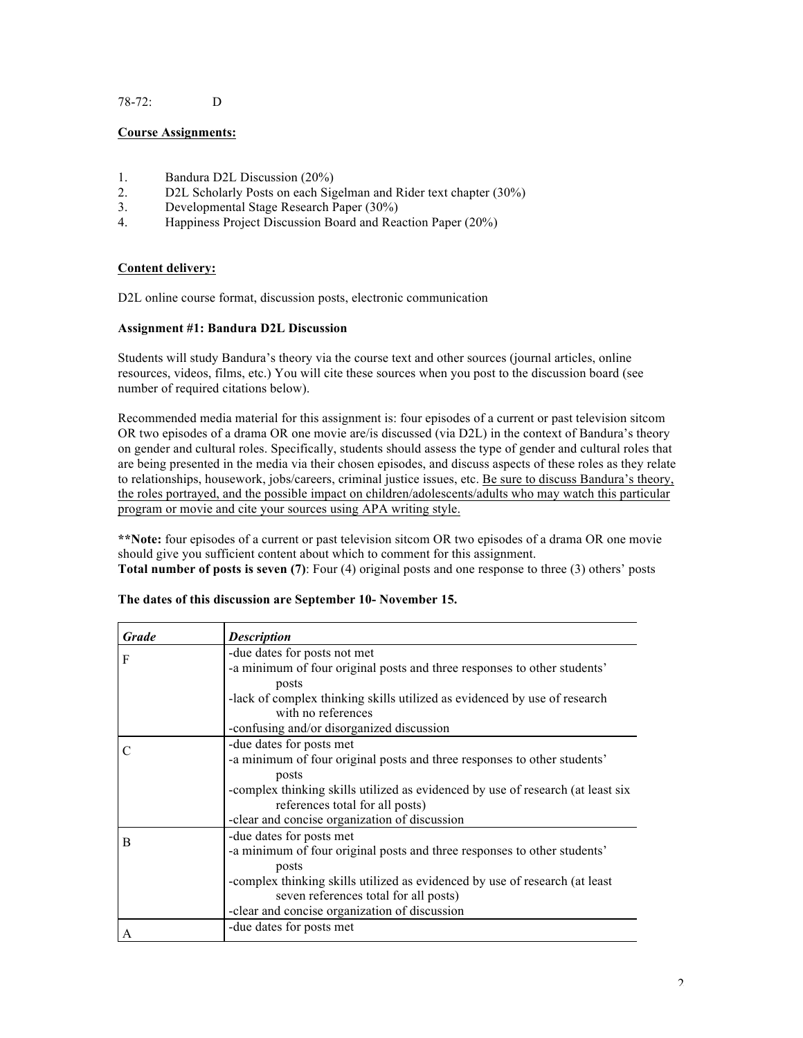78-72: D

**<u>Course Assignments:</u>**

1. Bandura D2L Discussion (20%)
2. D2L Scholarly Posts on each Sigelman and Rider text chapter (30%)
3. Developmental Stage Research Paper (30%)
4. Happiness Project Discussion Board and Reaction Paper (20%)

**<u>Content delivery:</u>**

D2L online course format, discussion posts, electronic communication

**Assignment #1: Bandura D2L Discussion**

Students will study Bandura's theory via the course text and other sources (journal articles, online resources, videos, films, etc.) You will cite these sources when you post to the discussion board (see number of required citations below).

Recommended media material for this assignment is: four episodes of a current or past television sitcom OR two episodes of a drama OR one movie are/is discussed (via D2L) in the context of Bandura's theory on gender and cultural roles. Specifically, students should assess the type of gender and cultural roles that are being presented in the media via their chosen episodes, and discuss aspects of these roles as they relate to relationships, housework, jobs/careers, criminal justice issues, etc. <u>Be sure to discuss Bandura's theory, the roles portrayed, and the possible impact on children/adolescents/adults who may watch this particular program or movie and cite your sources using APA writing style.</u>

**\*\*Note:** four episodes of a current or past television sitcom OR two episodes of a drama OR one movie should give you sufficient content about which to comment for this assignment.
**Total number of posts is seven (7)**: Four (4) original posts and one response to three (3) others' posts

**The dates of this discussion are September 10- November 15.**

| ***Grade*** | ***Description*** |
|---|---|
| F | -due dates for posts not met<br>-a minimum of four original posts and three responses to other students' posts<br>-lack of complex thinking skills utilized as evidenced by use of research with no references<br>-confusing and/or disorganized discussion |
| C | -due dates for posts met<br>-a minimum of four original posts and three responses to other students' posts<br>-complex thinking skills utilized as evidenced by use of research (at least six references total for all posts)<br>-clear and concise organization of discussion |
| B | -due dates for posts met<br>-a minimum of four original posts and three responses to other students' posts<br>-complex thinking skills utilized as evidenced by use of research (at least seven references total for all posts)<br>-clear and concise organization of discussion |
| A | -due dates for posts met |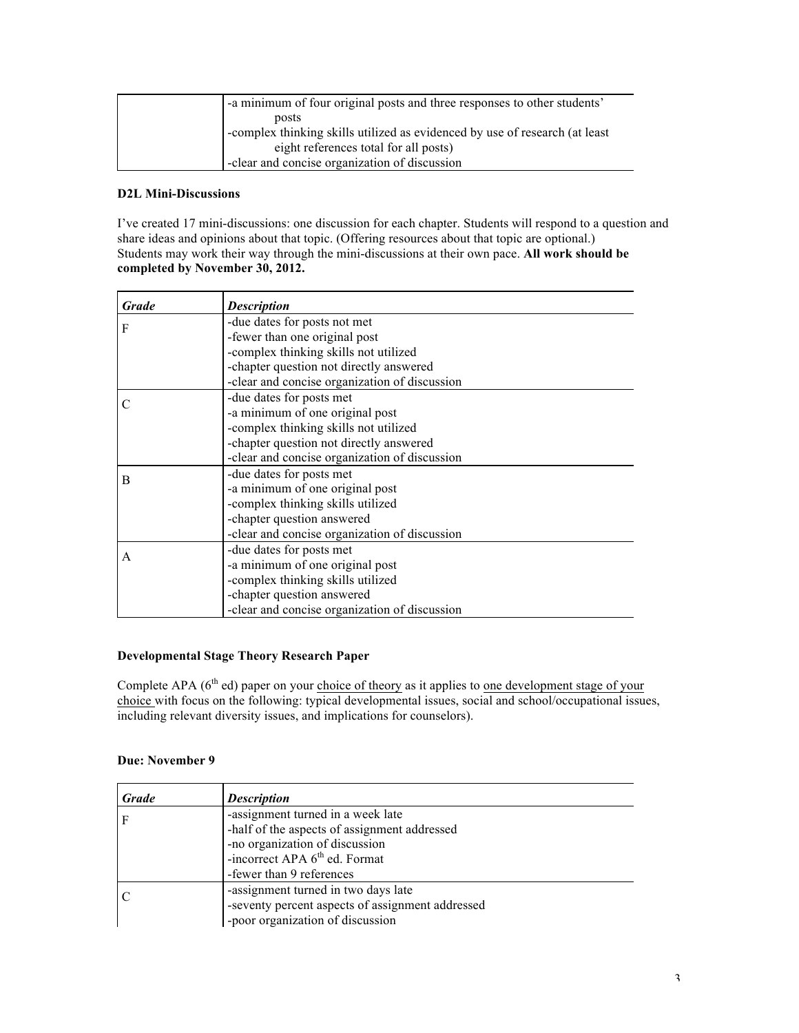| | |
|---|---|
| | -a minimum of four original posts and three responses to other students' posts<br>-complex thinking skills utilized as evidenced by use of research (at least eight references total for all posts)<br>-clear and concise organization of discussion |

**D2L Mini-Discussions**

I've created 17 mini-discussions: one discussion for each chapter. Students will respond to a question and share ideas and opinions about that topic. (Offering resources about that topic are optional.) Students may work their way through the mini-discussions at their own pace. **All work should be completed by November 30, 2012.**

| ***Grade*** | ***Description*** |
|---|---|
| F | -due dates for posts not met<br>-fewer than one original post<br>-complex thinking skills not utilized<br>-chapter question not directly answered<br>-clear and concise organization of discussion |
| C | -due dates for posts met<br>-a minimum of one original post<br>-complex thinking skills not utilized<br>-chapter question not directly answered<br>-clear and concise organization of discussion |
| B | -due dates for posts met<br>-a minimum of one original post<br>-complex thinking skills utilized<br>-chapter question answered<br>-clear and concise organization of discussion |
| A | -due dates for posts met<br>-a minimum of one original post<br>-complex thinking skills utilized<br>-chapter question answered<br>-clear and concise organization of discussion |

**Developmental Stage Theory Research Paper**

Complete APA (6th ed) paper on your choice of theory as it applies to one development stage of your choice with focus on the following: typical developmental issues, social and school/occupational issues, including relevant diversity issues, and implications for counselors).

**Due: November 9**

| ***Grade*** | ***Description*** |
|---|---|
| F | -assignment turned in a week late<br>-half of the aspects of assignment addressed<br>-no organization of discussion<br>-incorrect APA 6th ed. Format<br>-fewer than 9 references |
| C | -assignment turned in two days late<br>-seventy percent aspects of assignment addressed<br>-poor organization of discussion |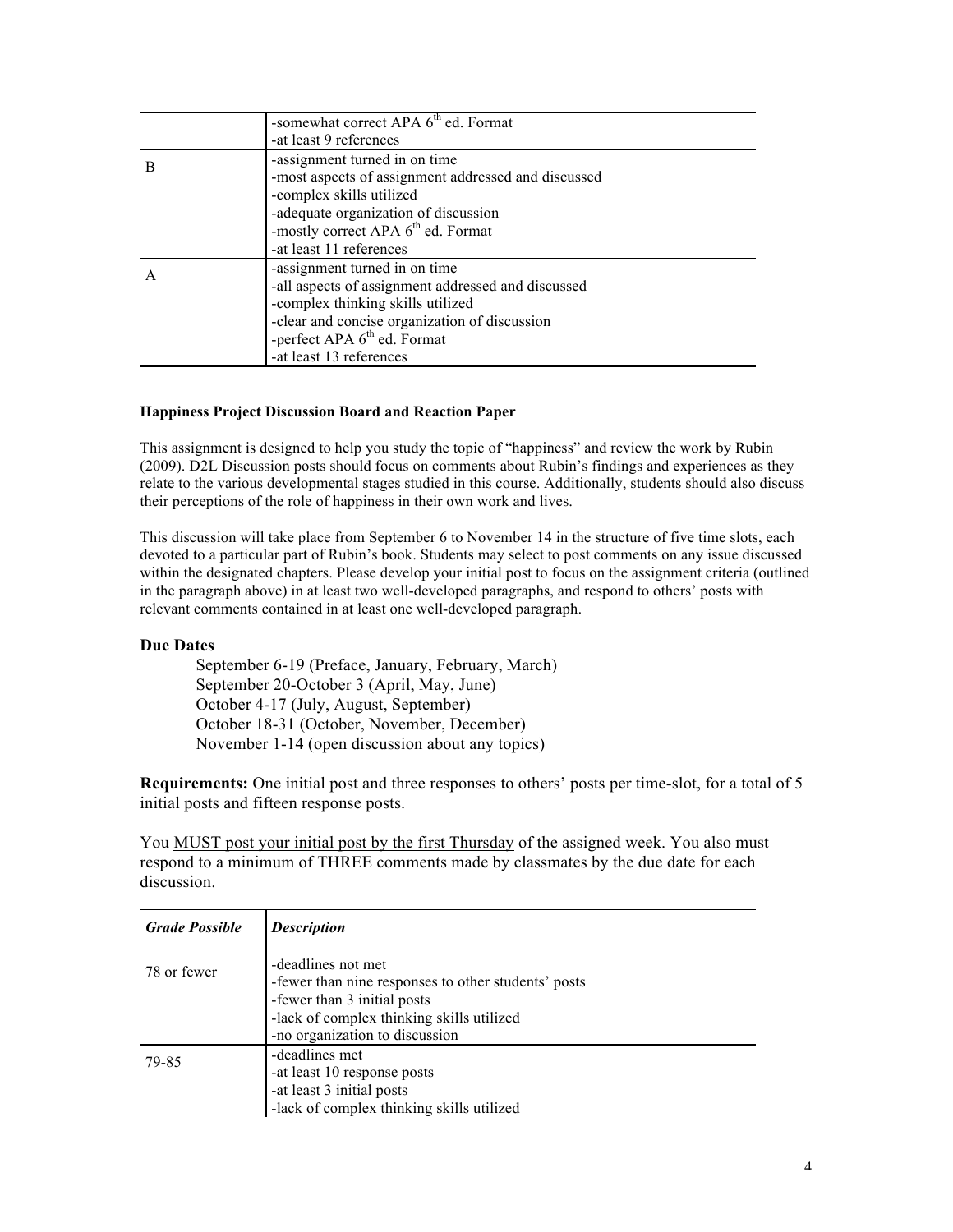| | |
|---|---|
| | -somewhat correct APA $6^{th}$ ed. Format<br>-at least 9 references |
| B | -assignment turned in on time<br>-most aspects of assignment addressed and discussed<br>-complex skills utilized<br>-adequate organization of discussion<br>-mostly correct APA $6^{th}$ ed. Format<br>-at least 11 references |
| A | -assignment turned in on time<br>-all aspects of assignment addressed and discussed<br>-complex thinking skills utilized<br>-clear and concise organization of discussion<br>-perfect APA $6^{th}$ ed. Format<br>-at least 13 references |

#### Happiness Project Discussion Board and Reaction Paper

This assignment is designed to help you study the topic of "happiness" and review the work by Rubin (2009). D2L Discussion posts should focus on comments about Rubin's findings and experiences as they relate to the various developmental stages studied in this course. Additionally, students should also discuss their perceptions of the role of happiness in their own work and lives.

This discussion will take place from September 6 to November 14 in the structure of five time slots, each devoted to a particular part of Rubin's book. Students may select to post comments on any issue discussed within the designated chapters. Please develop your initial post to focus on the assignment criteria (outlined in the paragraph above) in at least two well-developed paragraphs, and respond to others' posts with relevant comments contained in at least one well-developed paragraph.

### Due Dates

September 6-19 (Preface, January, February, March)
September 20-October 3 (April, May, June)
October 4-17 (July, August, September)
October 18-31 (October, November, December)
November 1-14 (open discussion about any topics)

**Requirements:** One initial post and three responses to others' posts per time-slot, for a total of 5 initial posts and fifteen response posts.

You MUST post your initial post by the first Thursday of the assigned week. You also must respond to a minimum of THREE comments made by classmates by the due date for each discussion.

| ***Grade Possible*** | ***Description*** |
|---|---|
| 78 or fewer | -deadlines not met<br>-fewer than nine responses to other students' posts<br>-fewer than 3 initial posts<br>-lack of complex thinking skills utilized<br>-no organization to discussion |
| 79-85 | -deadlines met<br>-at least 10 response posts<br>-at least 3 initial posts<br>-lack of complex thinking skills utilized |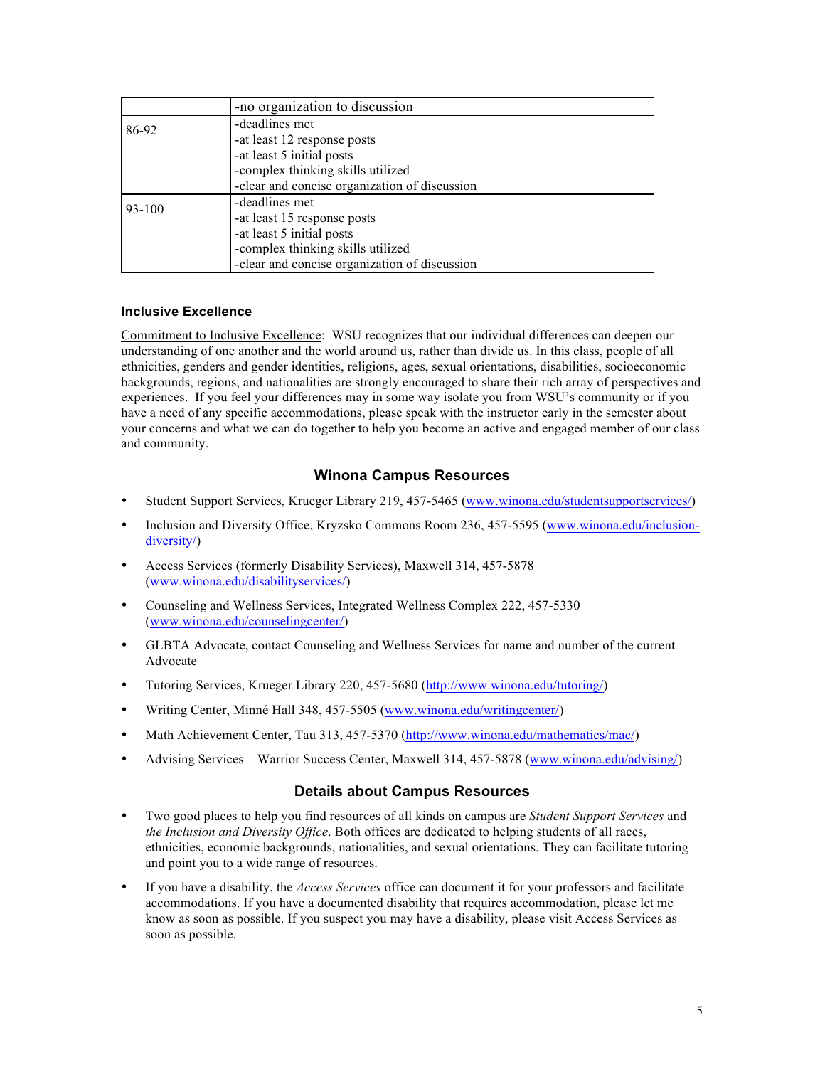| | |
|---|---|
| | -no organization to discussion |
| 86-92 | -deadlines met<br>-at least 12 response posts<br>-at least 5 initial posts<br>-complex thinking skills utilized<br>-clear and concise organization of discussion |
| 93-100 | -deadlines met<br>-at least 15 response posts<br>-at least 5 initial posts<br>-complex thinking skills utilized<br>-clear and concise organization of discussion |

#### Inclusive Excellence

Commitment to Inclusive Excellence: WSU recognizes that our individual differences can deepen our understanding of one another and the world around us, rather than divide us. In this class, people of all ethnicities, genders and gender identities, religions, ages, sexual orientations, disabilities, socioeconomic backgrounds, regions, and nationalities are strongly encouraged to share their rich array of perspectives and experiences. If you feel your differences may in some way isolate you from WSU's community or if you have a need of any specific accommodations, please speak with the instructor early in the semester about your concerns and what we can do together to help you become an active and engaged member of our class and community.

## Winona Campus Resources

- Student Support Services, Krueger Library 219, 457-5465 (www.winona.edu/studentsupportservices/)
- Inclusion and Diversity Office, Kryzsko Commons Room 236, 457-5595 (www.winona.edu/inclusion-diversity/)
- Access Services (formerly Disability Services), Maxwell 314, 457-5878 (www.winona.edu/disabilityservices/)
- Counseling and Wellness Services, Integrated Wellness Complex 222, 457-5330 (www.winona.edu/counselingcenter/)
- GLBTA Advocate, contact Counseling and Wellness Services for name and number of the current Advocate
- Tutoring Services, Krueger Library 220, 457-5680 (http://www.winona.edu/tutoring/)
- Writing Center, Minné Hall 348, 457-5505 (www.winona.edu/writingcenter/)
- Math Achievement Center, Tau 313, 457-5370 (http://www.winona.edu/mathematics/mac/)
- Advising Services – Warrior Success Center, Maxwell 314, 457-5878 (www.winona.edu/advising/)

## Details about Campus Resources

- Two good places to help you find resources of all kinds on campus are *Student Support Services* and *the Inclusion and Diversity Office*. Both offices are dedicated to helping students of all races, ethnicities, economic backgrounds, nationalities, and sexual orientations. They can facilitate tutoring and point you to a wide range of resources.
- If you have a disability, the *Access Services* office can document it for your professors and facilitate accommodations. If you have a documented disability that requires accommodation, please let me know as soon as possible. If you suspect you may have a disability, please visit Access Services as soon as possible.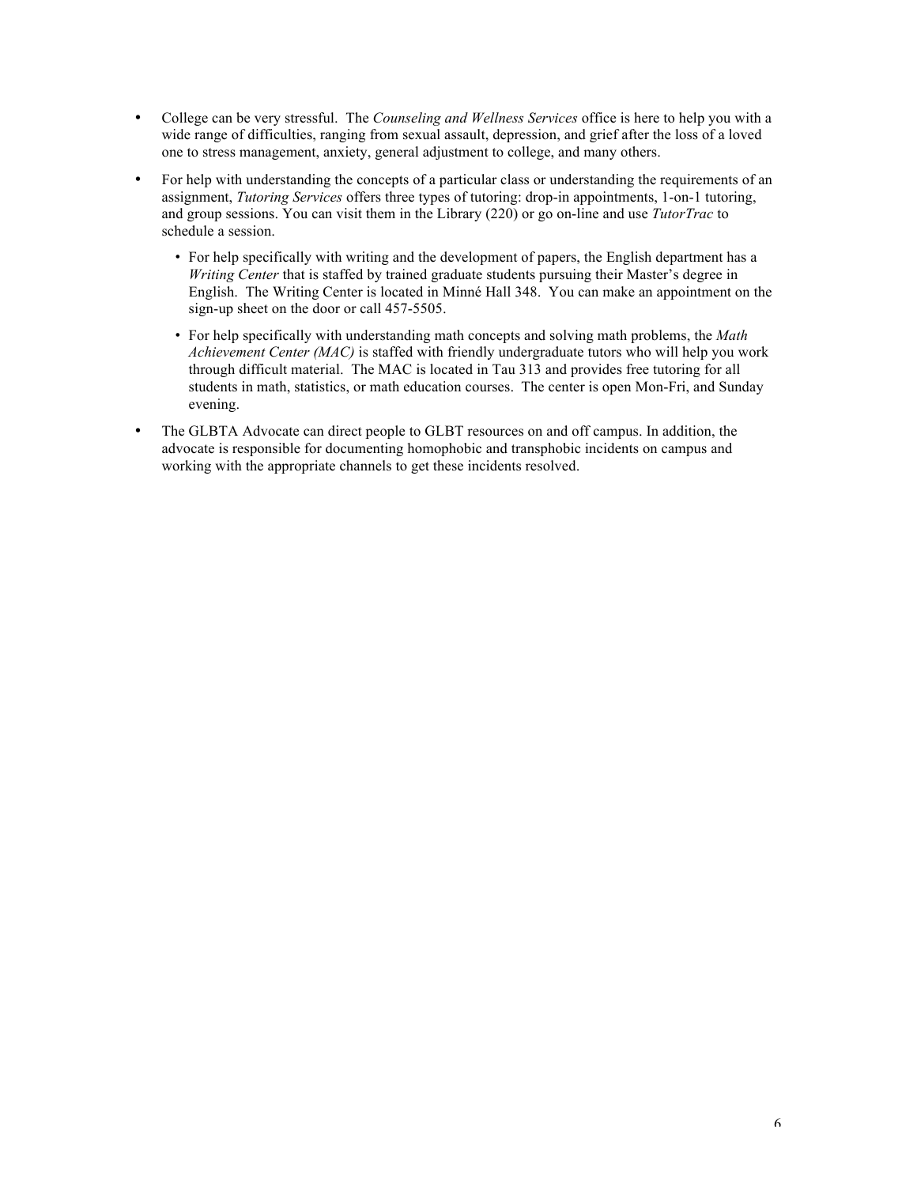- College can be very stressful. The *Counseling and Wellness Services* office is here to help you with a wide range of difficulties, ranging from sexual assault, depression, and grief after the loss of a loved one to stress management, anxiety, general adjustment to college, and many others.
- For help with understanding the concepts of a particular class or understanding the requirements of an assignment, *Tutoring Services* offers three types of tutoring: drop-in appointments, 1-on-1 tutoring, and group sessions. You can visit them in the Library (220) or go on-line and use *TutorTrac* to schedule a session.
  - For help specifically with writing and the development of papers, the English department has a *Writing Center* that is staffed by trained graduate students pursuing their Master's degree in English. The Writing Center is located in Minné Hall 348. You can make an appointment on the sign-up sheet on the door or call 457-5505.
  - For help specifically with understanding math concepts and solving math problems, the *Math Achievement Center (MAC)* is staffed with friendly undergraduate tutors who will help you work through difficult material. The MAC is located in Tau 313 and provides free tutoring for all students in math, statistics, or math education courses. The center is open Mon-Fri, and Sunday evening.
- The GLBTA Advocate can direct people to GLBT resources on and off campus. In addition, the advocate is responsible for documenting homophobic and transphobic incidents on campus and working with the appropriate channels to get these incidents resolved.